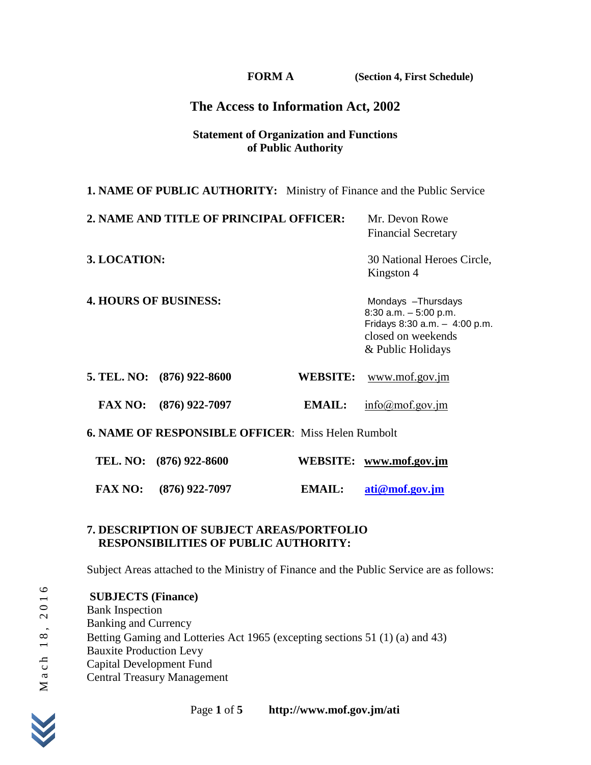**FORM A** **(Section 4, First Schedule)**

# The Access to Information Act, 2002

### Statement of Organization and Functions of Public Authority

**1. NAME OF PUBLIC AUTHORITY:** Ministry of Finance and the Public Service

**2. NAME AND TITLE OF PRINCIPAL OFFICER:** Mr. Devon Rowe  
Financial Secretary

**3. LOCATION:** 30 National Heroes Circle,  
Kingston 4

**4. HOURS OF BUSINESS:** Mondays –Thursdays  
8:30 a.m. – 5:00 p.m.  
Fridays 8:30 a.m. – 4:00 p.m.  
closed on weekends  
& Public Holidays

**5. TEL. NO:** **(876) 922-8600** **WEBSITE:** www.mof.gov.jm

**FAX NO:** **(876) 922-7097** **EMAIL:** info@mof.gov.jm

**6. NAME OF RESPONSIBLE OFFICER**: Miss Helen Rumbolt

**TEL. NO:** **(876) 922-8600** **WEBSITE:** **www.mof.gov.jm**

**FAX NO:** **(876) 922-7097** **EMAIL:** **ati@mof.gov.jm**

**7. DESCRIPTION OF SUBJECT AREAS/PORTFOLIO RESPONSIBILITIES OF PUBLIC AUTHORITY:**

Subject Areas attached to the Ministry of Finance and the Public Service are as follows:

**SUBJECTS (Finance)**  
Bank Inspection  
Banking and Currency  
Betting Gaming and Lotteries Act 1965 (excepting sections 51 (1) (a) and 43)  
Bauxite Production Levy  
Capital Development Fund  
Central Treasury Management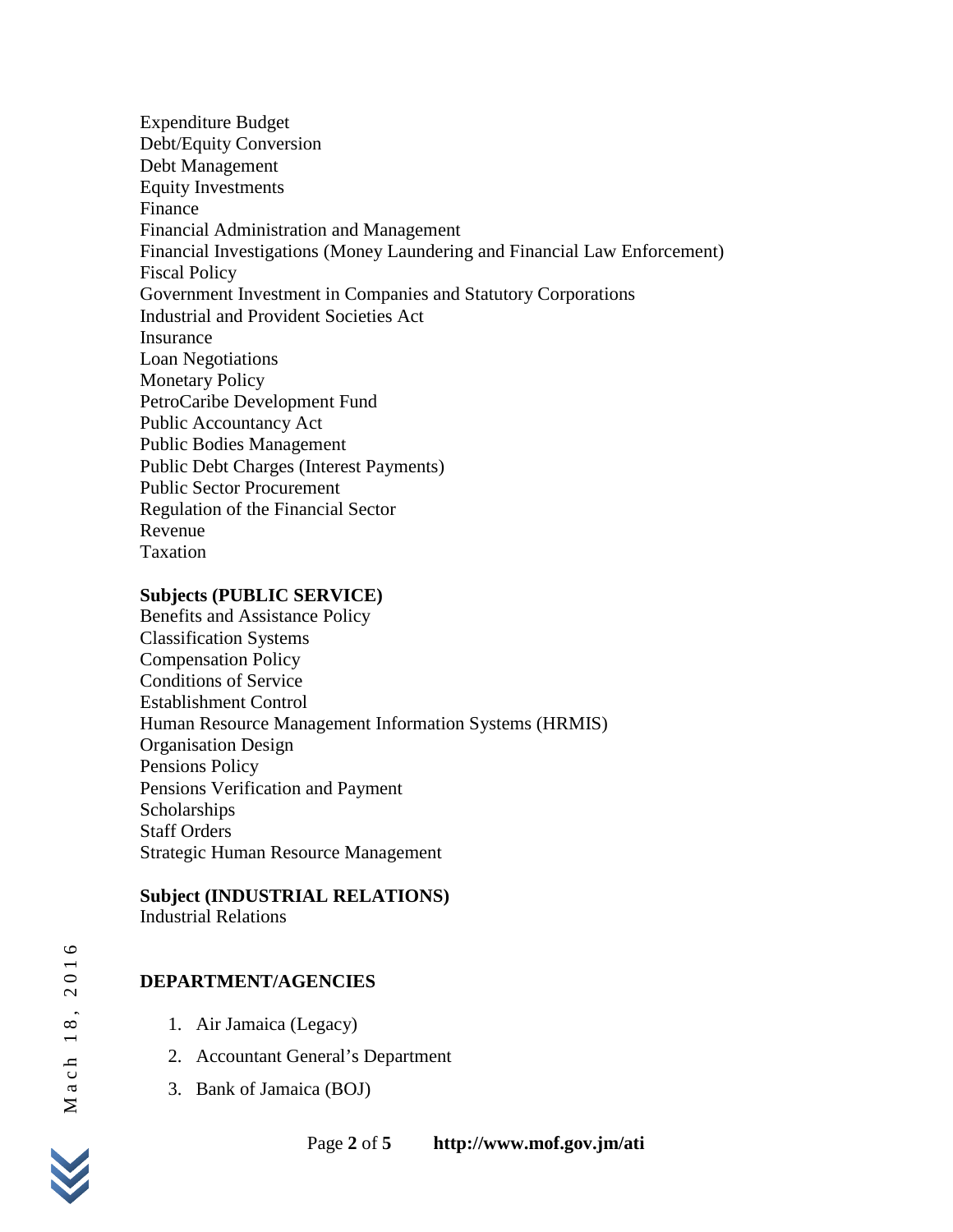Expenditure Budget
Debt/Equity Conversion
Debt Management
Equity Investments
Finance
Financial Administration and Management
Financial Investigations (Money Laundering and Financial Law Enforcement)
Fiscal Policy
Government Investment in Companies and Statutory Corporations
Industrial and Provident Societies Act
Insurance
Loan Negotiations
Monetary Policy
PetroCaribe Development Fund
Public Accountancy Act
Public Bodies Management
Public Debt Charges (Interest Payments)
Public Sector Procurement
Regulation of the Financial Sector
Revenue
Taxation

**Subjects (PUBLIC SERVICE)**

Benefits and Assistance Policy
Classification Systems
Compensation Policy
Conditions of Service
Establishment Control
Human Resource Management Information Systems (HRMIS)
Organisation Design
Pensions Policy
Pensions Verification and Payment
Scholarships
Staff Orders
Strategic Human Resource Management

**Subject (INDUSTRIAL RELATIONS)**

Industrial Relations

**DEPARTMENT/AGENCIES**

1. Air Jamaica (Legacy)
2. Accountant General's Department
3. Bank of Jamaica (BOJ)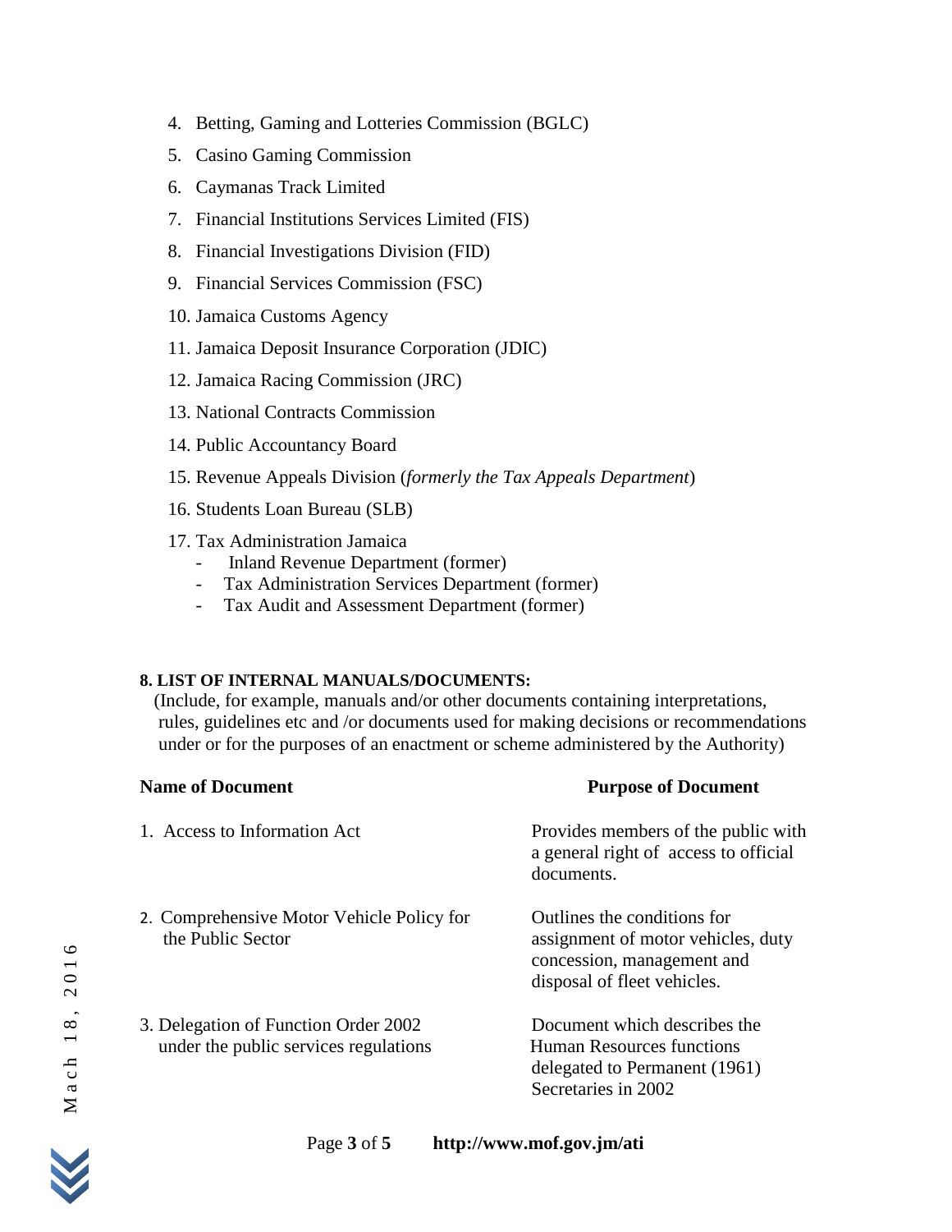4. Betting, Gaming and Lotteries Commission (BGLC)
5. Casino Gaming Commission
6. Caymanas Track Limited
7. Financial Institutions Services Limited (FIS)
8. Financial Investigations Division (FID)
9. Financial Services Commission (FSC)
10. Jamaica Customs Agency
11. Jamaica Deposit Insurance Corporation (JDIC)
12. Jamaica Racing Commission (JRC)
13. National Contracts Commission
14. Public Accountancy Board
15. Revenue Appeals Division (*formerly the Tax Appeals Department*)
16. Students Loan Bureau (SLB)
17. Tax Administration Jamaica
    - Inland Revenue Department (former)
    - Tax Administration Services Department (former)
    - Tax Audit and Assessment Department (former)

**8. LIST OF INTERNAL MANUALS/DOCUMENTS:**

(Include, for example, manuals and/or other documents containing interpretations, rules, guidelines etc and /or documents used for making decisions or recommendations under or for the purposes of an enactment or scheme administered by the Authority)

| Name of Document | Purpose of Document |
| --- | --- |
| 1. Access to Information Act | Provides members of the public with a general right of access to official documents. |
| 2. Comprehensive Motor Vehicle Policy for the Public Sector | Outlines the conditions for assignment of motor vehicles, duty concession, management and disposal of fleet vehicles. |
| 3. Delegation of Function Order 2002 under the public services regulations | Document which describes the Human Resources functions delegated to Permanent (1961) Secretaries in 2002 |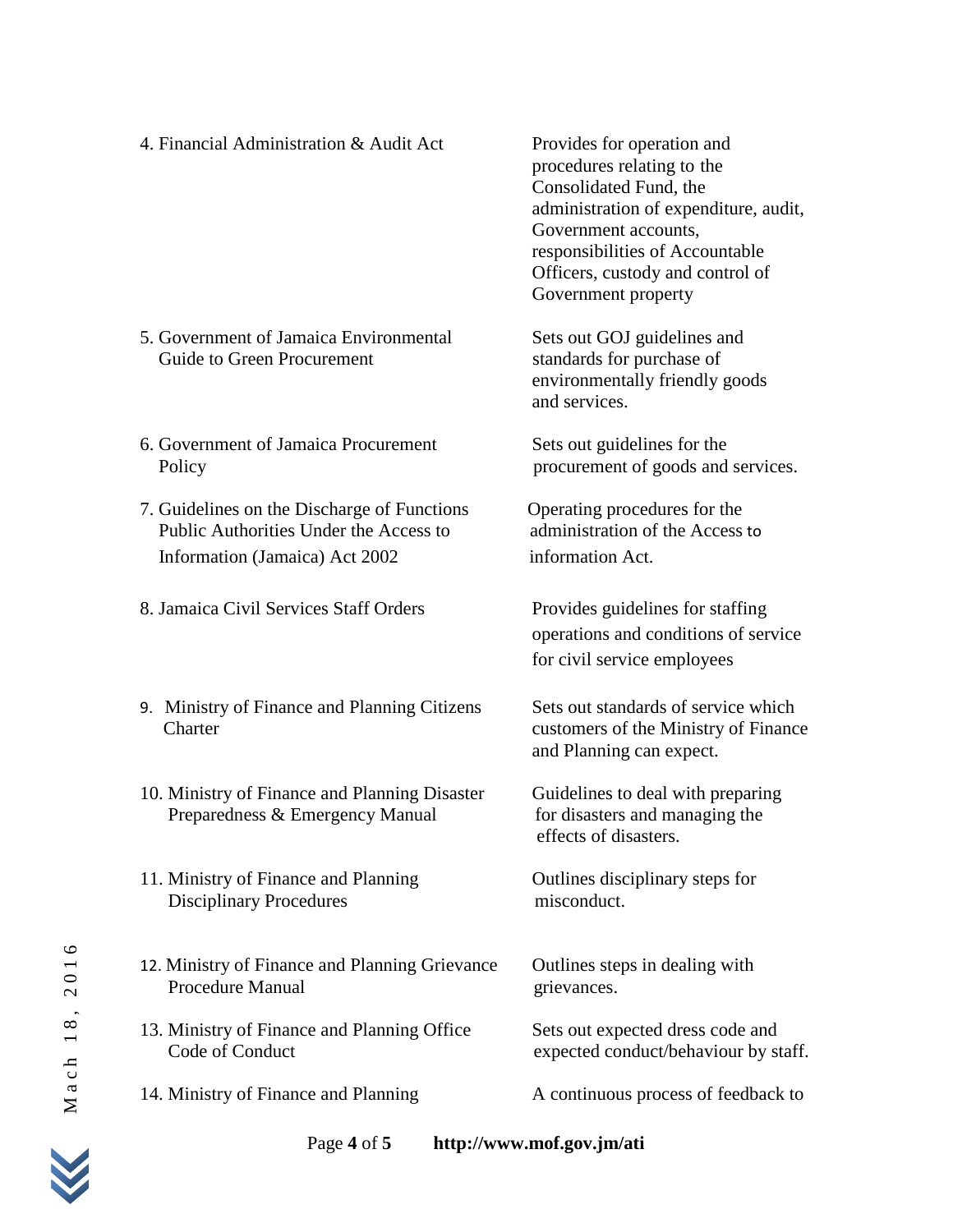| | |
|---|---|
| 4. Financial Administration & Audit Act | Provides for operation and procedures relating to the Consolidated Fund, the administration of expenditure, audit, Government accounts, responsibilities of Accountable Officers, custody and control of Government property |
| 5. Government of Jamaica Environmental Guide to Green Procurement | Sets out GOJ guidelines and standards for purchase of environmentally friendly goods and services. |
| 6. Government of Jamaica Procurement Policy | Sets out guidelines for the procurement of goods and services. |
| 7. Guidelines on the Discharge of Functions Public Authorities Under the Access to Information (Jamaica) Act 2002 | Operating procedures for the administration of the Access to information Act. |
| 8. Jamaica Civil Services Staff Orders | Provides guidelines for staffing operations and conditions of service for civil service employees |
| 9. Ministry of Finance and Planning Citizens Charter | Sets out standards of service which customers of the Ministry of Finance and Planning can expect. |
| 10. Ministry of Finance and Planning Disaster Preparedness & Emergency Manual | Guidelines to deal with preparing for disasters and managing the effects of disasters. |
| 11. Ministry of Finance and Planning Disciplinary Procedures | Outlines disciplinary steps for misconduct. |
| 12. Ministry of Finance and Planning Grievance Procedure Manual | Outlines steps in dealing with grievances. |
| 13. Ministry of Finance and Planning Office Code of Conduct | Sets out expected dress code and expected conduct/behaviour by staff. |
| 14. Ministry of Finance and Planning | A continuous process of feedback to |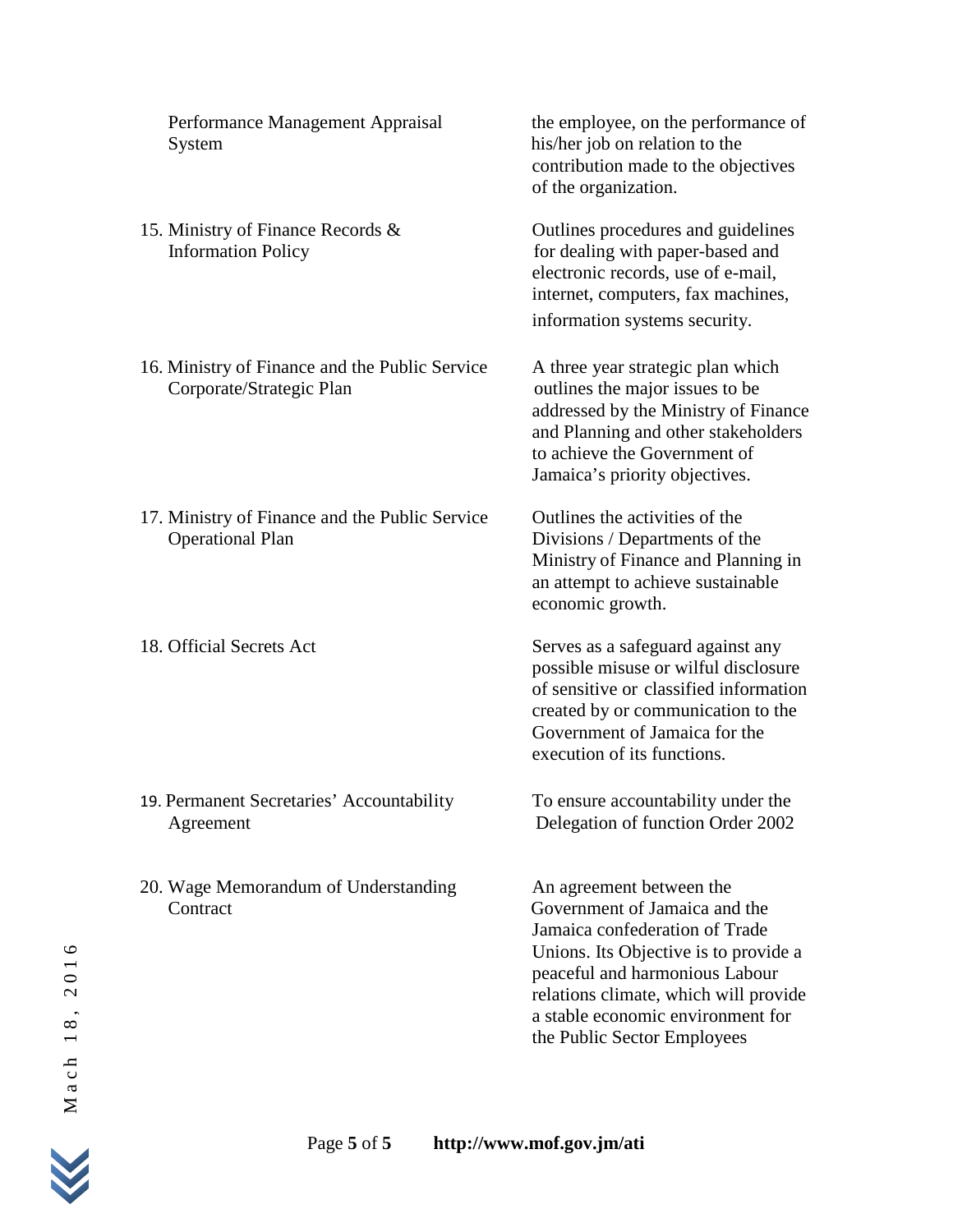| | |
|---|---|
| Performance Management Appraisal System | the employee, on the performance of his/her job on relation to the contribution made to the objectives of the organization. |
| 15. Ministry of Finance Records & Information Policy | Outlines procedures and guidelines for dealing with paper-based and electronic records, use of e-mail, internet, computers, fax machines, information systems security. |
| 16. Ministry of Finance and the Public Service Corporate/Strategic Plan | A three year strategic plan which outlines the major issues to be addressed by the Ministry of Finance and Planning and other stakeholders to achieve the Government of Jamaica's priority objectives. |
| 17. Ministry of Finance and the Public Service Operational Plan | Outlines the activities of the Divisions / Departments of the Ministry of Finance and Planning in an attempt to achieve sustainable economic growth. |
| 18. Official Secrets Act | Serves as a safeguard against any possible misuse or wilful disclosure of sensitive or classified information created by or communication to the Government of Jamaica for the execution of its functions. |
| 19. Permanent Secretaries' Accountability Agreement | To ensure accountability under the Delegation of function Order 2002 |
| 20. Wage Memorandum of Understanding Contract | An agreement between the Government of Jamaica and the Jamaica confederation of Trade Unions. Its Objective is to provide a peaceful and harmonious Labour relations climate, which will provide a stable economic environment for the Public Sector Employees |